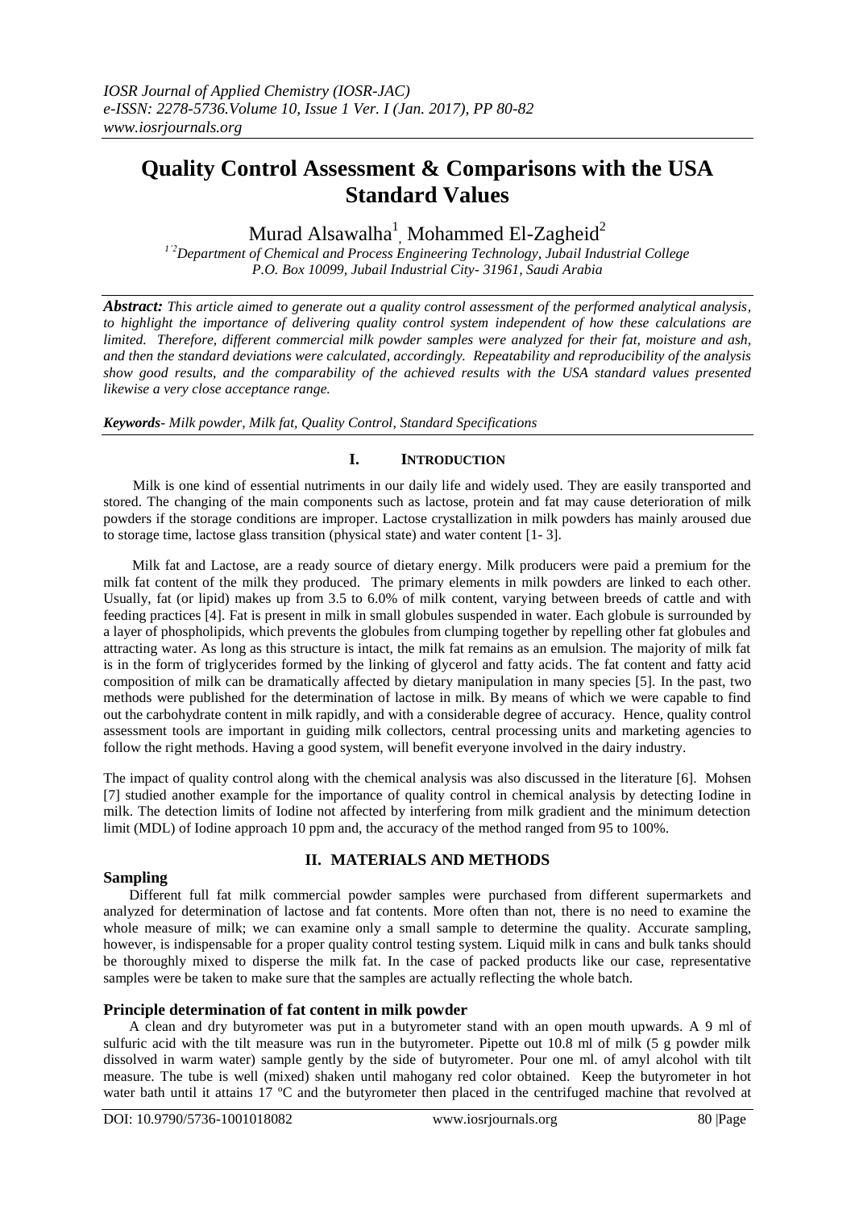# Quality Control Assessment & Comparisons with the USA Standard Values

Murad Alsawalha[1], Mohammed El-Zagheid[2]

*[1,2]Department of Chemical and Process Engineering Technology, Jubail Industrial College P.O. Box 10099, Jubail Industrial City- 31961, Saudi Arabia*

***Abstract:*** *This article aimed to generate out a quality control assessment of the performed analytical analysis, to highlight the importance of delivering quality control system independent of how these calculations are limited. Therefore, different commercial milk powder samples were analyzed for their fat, moisture and ash, and then the standard deviations were calculated, accordingly. Repeatability and reproducibility of the analysis show good results, and the comparability of the achieved results with the USA standard values presented likewise a very close acceptance range.*

***Keywords****- Milk powder, Milk fat, Quality Control, Standard Specifications*

## I. Introduction

Milk is one kind of essential nutriments in our daily life and widely used. They are easily transported and stored. The changing of the main components such as lactose, protein and fat may cause deterioration of milk powders if the storage conditions are improper. Lactose crystallization in milk powders has mainly aroused due to storage time, lactose glass transition (physical state) and water content [1- 3].

Milk fat and Lactose, are a ready source of dietary energy. Milk producers were paid a premium for the milk fat content of the milk they produced. The primary elements in milk powders are linked to each other. Usually, fat (or lipid) makes up from 3.5 to 6.0% of milk content, varying between breeds of cattle and with feeding practices [4]. Fat is present in milk in small globules suspended in water. Each globule is surrounded by a layer of phospholipids, which prevents the globules from clumping together by repelling other fat globules and attracting water. As long as this structure is intact, the milk fat remains as an emulsion. The majority of milk fat is in the form of triglycerides formed by the linking of glycerol and fatty acids. The fat content and fatty acid composition of milk can be dramatically affected by dietary manipulation in many species [5]. In the past, two methods were published for the determination of lactose in milk. By means of which we were capable to find out the carbohydrate content in milk rapidly, and with a considerable degree of accuracy. Hence, quality control assessment tools are important in guiding milk collectors, central processing units and marketing agencies to follow the right methods. Having a good system, will benefit everyone involved in the dairy industry.

The impact of quality control along with the chemical analysis was also discussed in the literature [6]. Mohsen [7] studied another example for the importance of quality control in chemical analysis by detecting Iodine in milk. The detection limits of Iodine not affected by interfering from milk gradient and the minimum detection limit (MDL) of Iodine approach 10 ppm and, the accuracy of the method ranged from 95 to 100%.

## II. Materials and Methods

### Sampling

Different full fat milk commercial powder samples were purchased from different supermarkets and analyzed for determination of lactose and fat contents. More often than not, there is no need to examine the whole measure of milk; we can examine only a small sample to determine the quality. Accurate sampling, however, is indispensable for a proper quality control testing system. Liquid milk in cans and bulk tanks should be thoroughly mixed to disperse the milk fat. In the case of packed products like our case, representative samples were be taken to make sure that the samples are actually reflecting the whole batch.

### Principle determination of fat content in milk powder

A clean and dry butyrometer was put in a butyrometer stand with an open mouth upwards. A 9 ml of sulfuric acid with the tilt measure was run in the butyrometer. Pipette out 10.8 ml of milk (5 g powder milk dissolved in warm water) sample gently by the side of butyrometer. Pour one ml. of amyl alcohol with tilt measure. The tube is well (mixed) shaken until mahogany red color obtained. Keep the butyrometer in hot water bath until it attains 17 ºC and the butyrometer then placed in the centrifuged machine that revolved at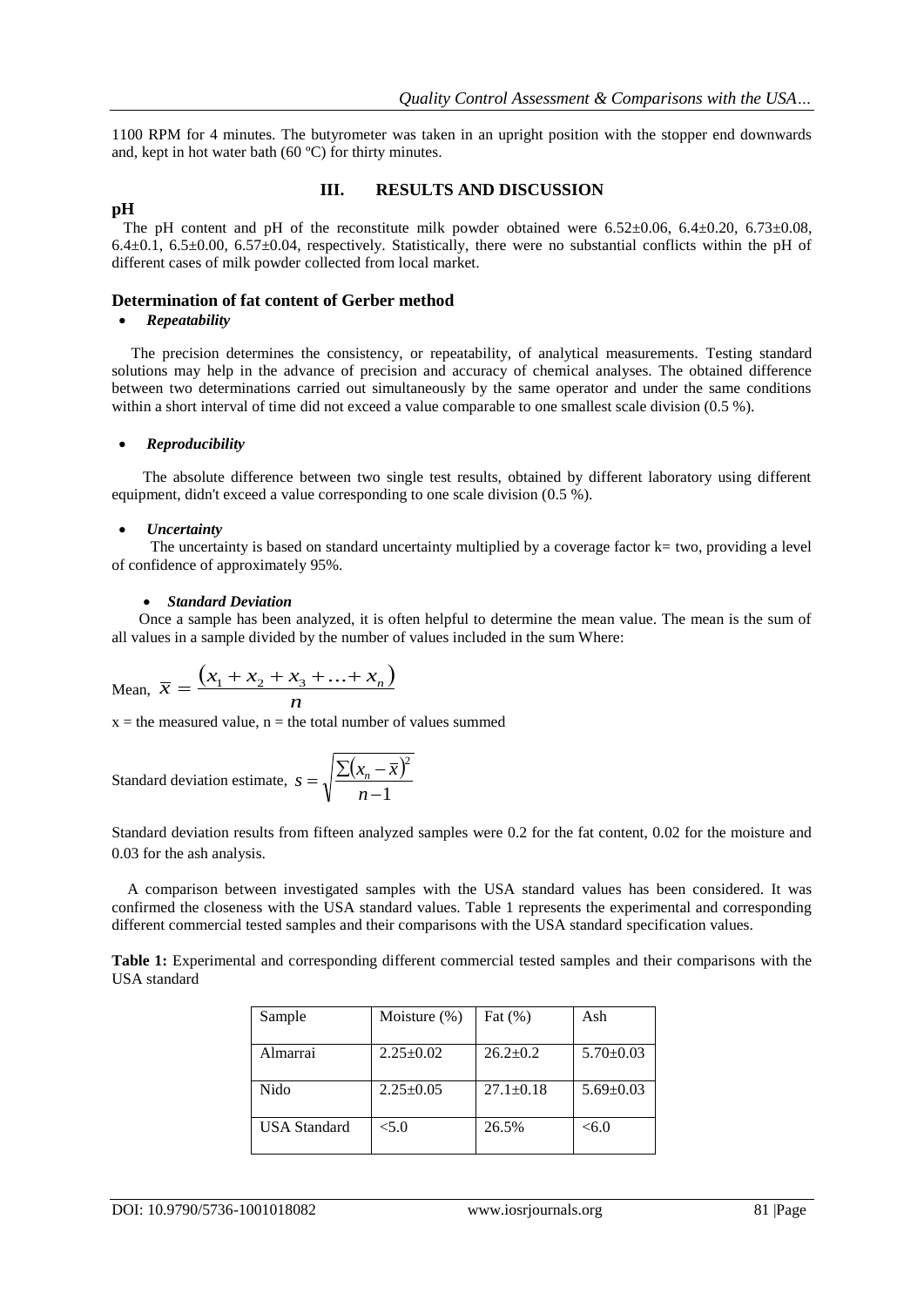1100 RPM for 4 minutes. The butyrometer was taken in an upright position with the stopper end downwards and, kept in hot water bath (60 ºC) for thirty minutes.

## III. RESULTS AND DISCUSSION

### pH

The pH content and pH of the reconstitute milk powder obtained were 6.52±0.06, 6.4±0.20, 6.73±0.08, 6.4±0.1, 6.5±0.00, 6.57±0.04, respectively. Statistically, there were no substantial conflicts within the pH of different cases of milk powder collected from local market.

### Determination of fat content of Gerber method

- ***Repeatability***

The precision determines the consistency, or repeatability, of analytical measurements. Testing standard solutions may help in the advance of precision and accuracy of chemical analyses. The obtained difference between two determinations carried out simultaneously by the same operator and under the same conditions within a short interval of time did not exceed a value comparable to one smallest scale division (0.5 %).

- ***Reproducibility***

The absolute difference between two single test results, obtained by different laboratory using different equipment, didn't exceed a value corresponding to one scale division (0.5 %).

- ***Uncertainty***

The uncertainty is based on standard uncertainty multiplied by a coverage factor k= two, providing a level of confidence of approximately 95%.

- ***Standard Deviation***

Once a sample has been analyzed, it is often helpful to determine the mean value. The mean is the sum of all values in a sample divided by the number of values included in the sum Where:

$$\text{Mean, } \bar{x} = \frac{(x_1 + x_2 + x_3 + \ldots + x_n)}{n}$$

x = the measured value, n = the total number of values summed

$$\text{Standard deviation estimate, } s = \sqrt{\frac{\sum (x_n - \bar{x})^2}{n-1}}$$

Standard deviation results from fifteen analyzed samples were 0.2 for the fat content, 0.02 for the moisture and 0.03 for the ash analysis.

A comparison between investigated samples with the USA standard values has been considered. It was confirmed the closeness with the USA standard values. Table 1 represents the experimental and corresponding different commercial tested samples and their comparisons with the USA standard specification values.

**Table 1:** Experimental and corresponding different commercial tested samples and their comparisons with the USA standard

| Sample | Moisture (%) | Fat (%) | Ash |
|---|---|---|---|
| Almarrai | 2.25±0.02 | 26.2±0.2 | 5.70±0.03 |
| Nido | 2.25±0.05 | 27.1±0.18 | 5.69±0.03 |
| USA Standard | <5.0 | 26.5% | <6.0 |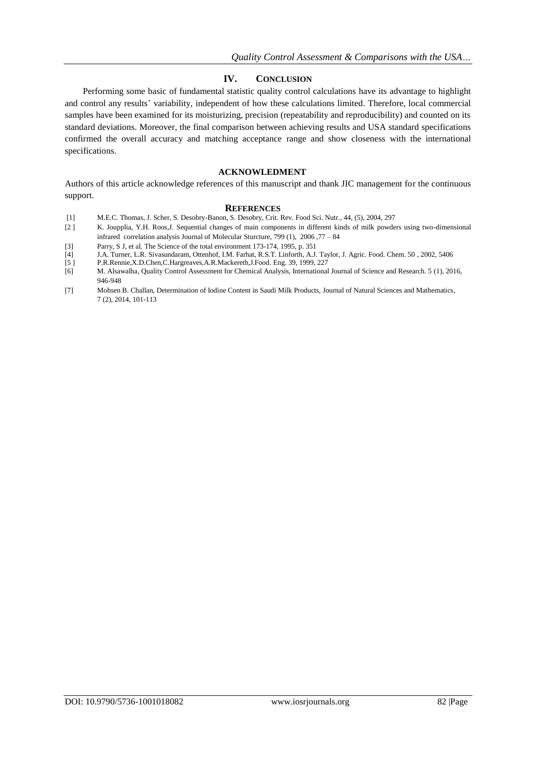## IV. Conclusion

Performing some basic of fundamental statistic quality control calculations have its advantage to highlight and control any results' variability, independent of how these calculations limited. Therefore, local commercial samples have been examined for its moisturizing, precision (repeatability and reproducibility) and counted on its standard deviations. Moreover, the final comparison between achieving results and USA standard specifications confirmed the overall accuracy and matching acceptance range and show closeness with the international specifications.

## ACKNOWLEDMENT

Authors of this article acknowledge references of this manuscript and thank JIC management for the continuous support.

## References

[1] M.E.C. Thomas, J. Scher, S. Desobry-Banon, S. Desobry, Crit. Rev. Food Sci. Nutr., 44, (5), 2004, 297

[2 ] K. Joupplia, Y.H. Roos,J. Sequential changes of main components in different kinds of milk powders using two-dimensional infrared correlation analysis Journal of Molecular Sturcture, 799 (1), 2006 ,77 – 84

[3] Parry, S J, et al. The Science of the total environment 173-174, 1995, p. 351

[4] J.A. Turner, L.R. Sivasundaram, Ottenhof, I.M. Farhat, R.S.T. Linforth, A.J. Taylor, J. Agric. Food. Chem. 50 , 2002, 5406

[5 ] P.R.Rennie,X.D.Chen,C.Hargreaves,A.R.Mackereth,J.Food. Eng. 39, 1999, 227

[6] M. Alsawalha, Quality Control Assessment for Chemical Analysis, International Journal of Science and Research. 5 (1), 2016, 946-948

[7] Mohsen B. Challan, Determination of Iodine Content in Saudi Milk Products, Journal of Natural Sciences and Mathematics, 7 (2), 2014, 101-113